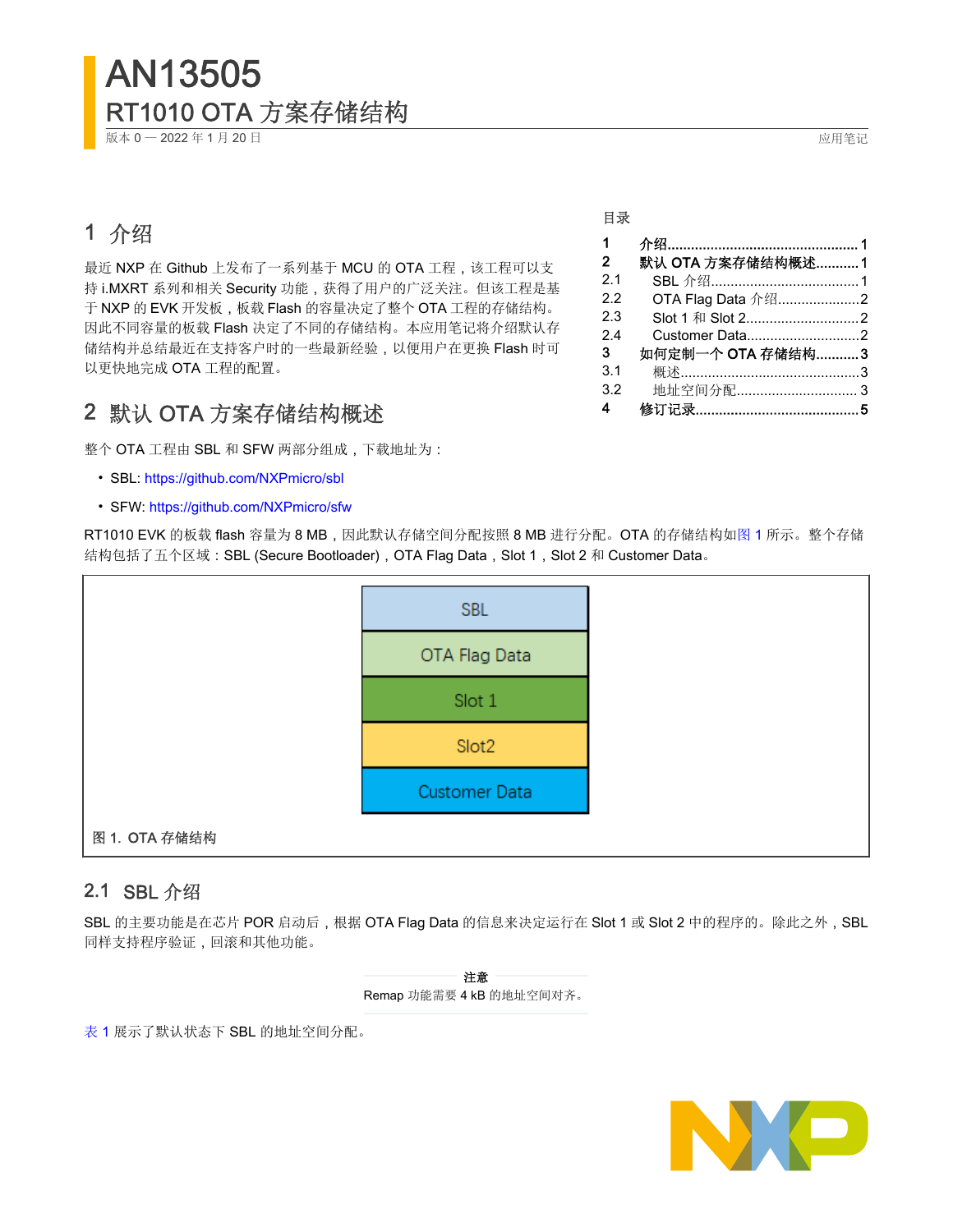# AN13505

## RT1010 OTA 方案存储结构

版本 0 — 2022 年 1 月 20 日

应用笔记

目录

| | | |
|---|---|---|
| 1 | 介绍 | 1 |
| 2 | 默认 OTA 方案存储结构概述 | 1 |
| 2.1 | SBL 介绍 | 1 |
| 2.2 | OTA Flag Data 介绍 | 2 |
| 2.3 | Slot 1 和 Slot 2 | 2 |
| 2.4 | Customer Data | 2 |
| 3 | 如何定制一个 OTA 存储结构 | 3 |
| 3.1 | 概述 | 3 |
| 3.2 | 地址空间分配 | 3 |
| 4 | 修订记录 | 5 |

## 1 介绍

最近 NXP 在 Github 上发布了一系列基于 MCU 的 OTA 工程，该工程可以支持 i.MXRT 系列和相关 Security 功能，获得了用户的广泛关注。但该工程是基于 NXP 的 EVK 开发板，板载 Flash 的容量决定了整个 OTA 工程的存储结构。因此不同容量的板载 Flash 决定了不同的存储结构。本应用笔记将介绍默认存储结构并总结最近在支持客户时的一些最新经验，以便用户在更换 Flash 时可以更快地完成 OTA 工程的配置。

## 2 默认 OTA 方案存储结构概述

整个 OTA 工程由 SBL 和 SFW 两部分组成，下载地址为：

- SBL: https://github.com/NXPmicro/sbl
- SFW: https://github.com/NXPmicro/sfw

RT1010 EVK 的板载 flash 容量为 8 MB，因此默认存储空间分配按照 8 MB 进行分配。OTA 的存储结构如图 1 所示。整个存储结构包括了五个区域：SBL (Secure Bootloader)，OTA Flag Data，Slot 1，Slot 2 和 Customer Data。

| SBL |
|---|
| OTA Flag Data |
| Slot 1 |
| Slot2 |
| Customer Data |

图 1. OTA 存储结构

### 2.1 SBL 介绍

SBL 的主要功能是在芯片 POR 启动后，根据 OTA Flag Data 的信息来决定运行在 Slot 1 或 Slot 2 中的程序的。除此之外，SBL 同样支持程序验证，回滚和其他功能。

**注意**

Remap 功能需要 4 kB 的地址空间对齐。

表 1 展示了默认状态下 SBL 的地址空间分配。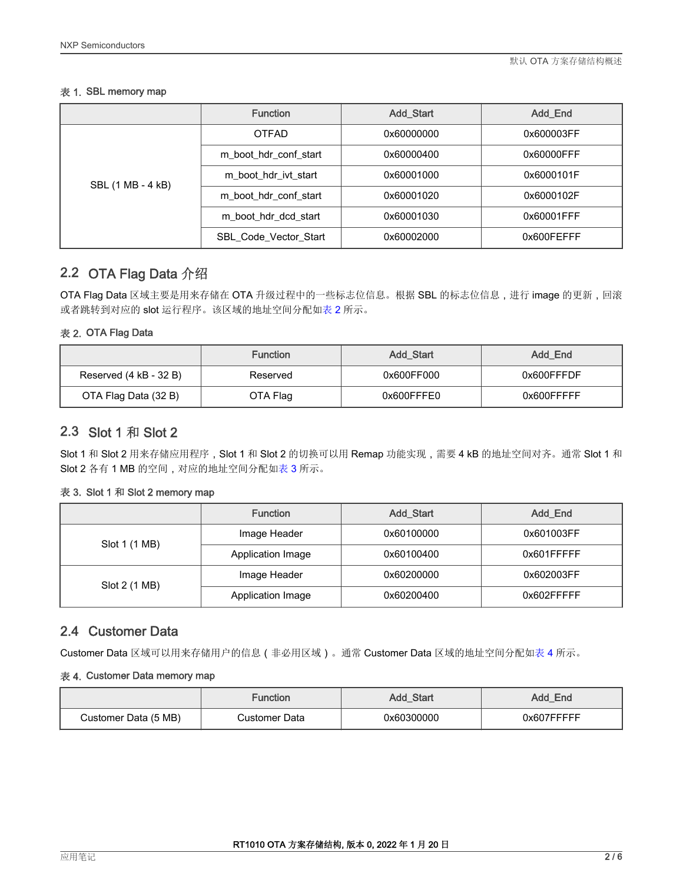表 1. SBL memory map

| | Function | Add_Start | Add_End |
|---|---|---|---|
| SBL (1 MB - 4 kB) | OTFAD | 0x60000000 | 0x600003FF |
| | m_boot_hdr_conf_start | 0x60000400 | 0x60000FFF |
| | m_boot_hdr_ivt_start | 0x60001000 | 0x6000101F |
| | m_boot_hdr_conf_start | 0x60001020 | 0x6000102F |
| | m_boot_hdr_dcd_start | 0x60001030 | 0x60001FFF |
| | SBL_Code_Vector_Start | 0x60002000 | 0x600FEFFF |

## 2.2 OTA Flag Data 介绍

OTA Flag Data 区域主要是用来存储在 OTA 升级过程中的一些标志位信息。根据 SBL 的标志位信息，进行 image 的更新，回滚或者跳转到对应的 slot 运行程序。该区域的地址空间分配如表 2 所示。

表 2. OTA Flag Data

| | Function | Add_Start | Add_End |
|---|---|---|---|
| Reserved (4 kB - 32 B) | Reserved | 0x600FF000 | 0x600FFFDF |
| OTA Flag Data (32 B) | OTA Flag | 0x600FFFE0 | 0x600FFFFF |

## 2.3 Slot 1 和 Slot 2

Slot 1 和 Slot 2 用来存储应用程序，Slot 1 和 Slot 2 的切换可以用 Remap 功能实现，需要 4 kB 的地址空间对齐。通常 Slot 1 和 Slot 2 各有 1 MB 的空间，对应的地址空间分配如表 3 所示。

表 3. Slot 1 和 Slot 2 memory map

| | Function | Add_Start | Add_End |
|---|---|---|---|
| Slot 1 (1 MB) | Image Header | 0x60100000 | 0x601003FF |
| | Application Image | 0x60100400 | 0x601FFFFF |
| Slot 2 (1 MB) | Image Header | 0x60200000 | 0x602003FF |
| | Application Image | 0x60200400 | 0x602FFFFF |

## 2.4 Customer Data

Customer Data 区域可以用来存储用户的信息（非必用区域）。通常 Customer Data 区域的地址空间分配如表 4 所示。

表 4. Customer Data memory map

| | Function | Add_Start | Add_End |
|---|---|---|---|
| Customer Data (5 MB) | Customer Data | 0x60300000 | 0x607FFFFF |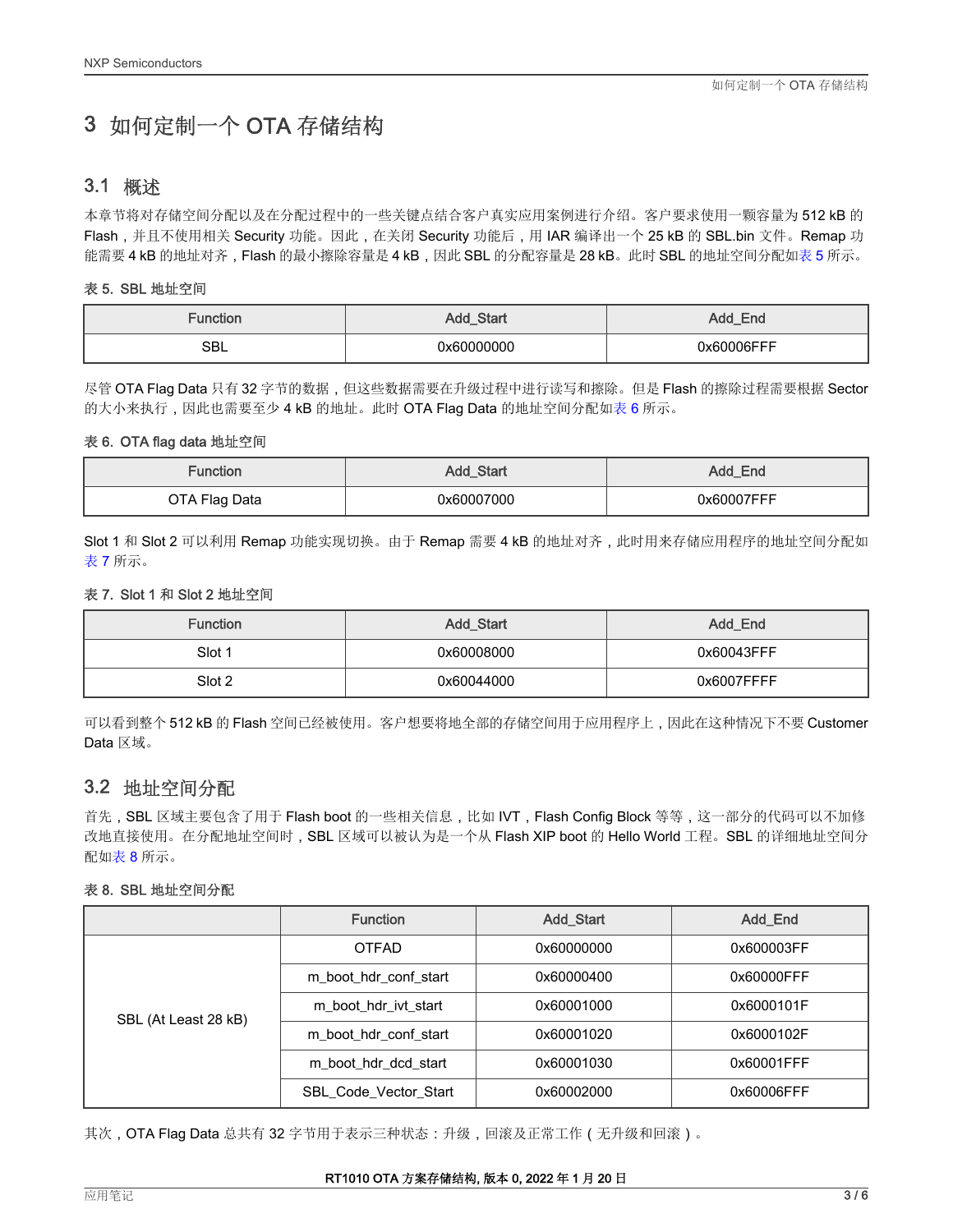## 3 如何定制一个 OTA 存储结构

### 3.1 概述

本章节将对存储空间分配以及在分配过程中的一些关键点结合客户真实应用案例进行介绍。客户要求使用一颗容量为 512 kB 的 Flash，并且不使用相关 Security 功能。因此，在关闭 Security 功能后，用 IAR 编译出一个 25 kB 的 SBL.bin 文件。Remap 功能需要 4 kB 的地址对齐，Flash 的最小擦除容量是 4 kB，因此 SBL 的分配容量是 28 kB。此时 SBL 的地址空间分配如表 5 所示。

表 5. SBL 地址空间

| Function | Add_Start | Add_End |
| --- | --- | --- |
| SBL | 0x60000000 | 0x60006FFF |

尽管 OTA Flag Data 只有 32 字节的数据，但这些数据需要在升级过程中进行读写和擦除。但是 Flash 的擦除过程需要根据 Sector 的大小来执行，因此也需要至少 4 kB 的地址。此时 OTA Flag Data 的地址空间分配如表 6 所示。

表 6. OTA flag data 地址空间

| Function | Add_Start | Add_End |
| --- | --- | --- |
| OTA Flag Data | 0x60007000 | 0x60007FFF |

Slot 1 和 Slot 2 可以利用 Remap 功能实现切换。由于 Remap 需要 4 kB 的地址对齐，此时用来存储应用程序的地址空间分配如表 7 所示。

表 7. Slot 1 和 Slot 2 地址空间

| Function | Add_Start | Add_End |
| --- | --- | --- |
| Slot 1 | 0x60008000 | 0x60043FFF |
| Slot 2 | 0x60044000 | 0x6007FFFF |

可以看到整个 512 kB 的 Flash 空间已经被使用。客户想要将地全部的存储空间用于应用程序上，因此在这种情况下不要 Customer Data 区域。

### 3.2 地址空间分配

首先，SBL 区域主要包含了用于 Flash boot 的一些相关信息，比如 IVT，Flash Config Block 等等，这一部分的代码可以不加修改地直接使用。在分配地址空间时，SBL 区域可以被认为是一个从 Flash XIP boot 的 Hello World 工程。SBL 的详细地址空间分配如表 8 所示。

表 8. SBL 地址空间分配

| | Function | Add_Start | Add_End |
| --- | --- | --- | --- |
| SBL (At Least 28 kB) | OTFAD | 0x60000000 | 0x600003FF |
| | m_boot_hdr_conf_start | 0x60000400 | 0x60000FFF |
| | m_boot_hdr_ivt_start | 0x60001000 | 0x6000101F |
| | m_boot_hdr_conf_start | 0x60001020 | 0x6000102F |
| | m_boot_hdr_dcd_start | 0x60001030 | 0x60001FFF |
| | SBL_Code_Vector_Start | 0x60002000 | 0x60006FFF |

其次，OTA Flag Data 总共有 32 字节用于表示三种状态：升级，回滚及正常工作（无升级和回滚）。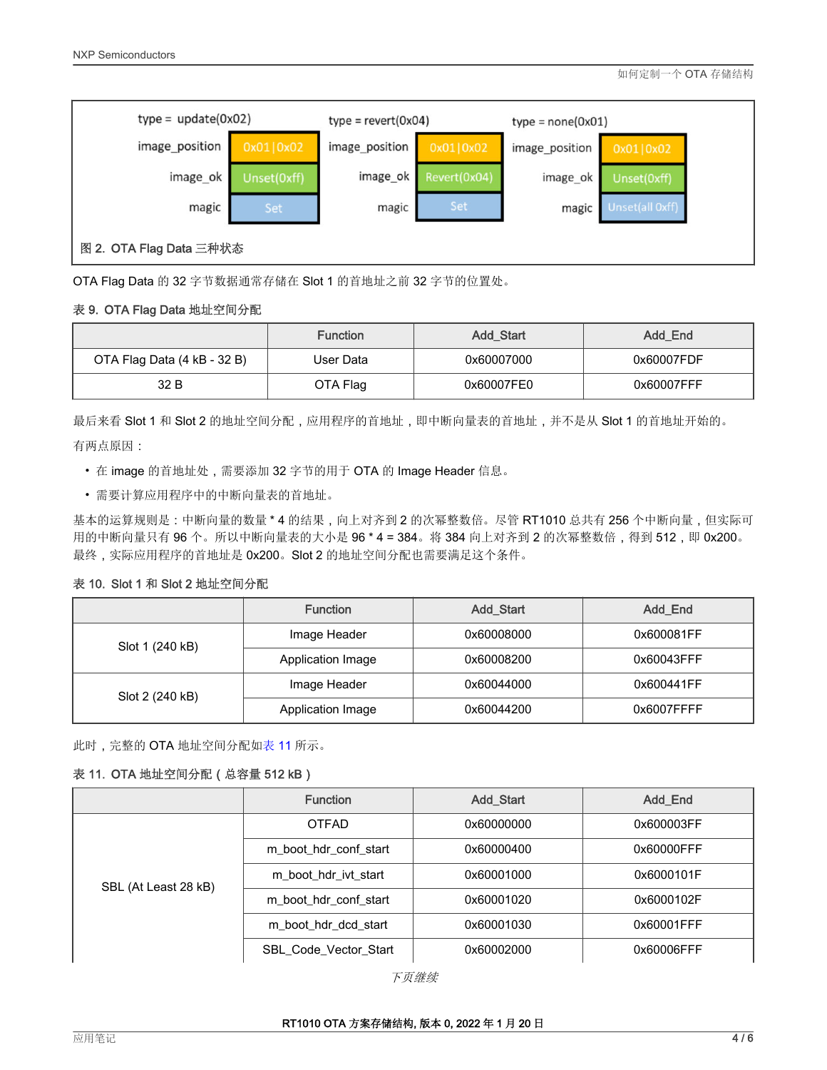| type = update(0x02) | | type = revert(0x04) | | type = none(0x01) | |
|---|---|---|---|---|---|
| image_position | 0x01\|0x02 | image_position | 0x01\|0x02 | image_position | 0x01\|0x02 |
| image_ok | Unset(0xff) | image_ok | Revert(0x04) | image_ok | Unset(0xff) |
| magic | Set | magic | Set | magic | Unset(all 0xff) |

图 2. OTA Flag Data 三种状态

OTA Flag Data 的 32 字节数据通常存储在 Slot 1 的首地址之前 32 字节的位置处。

表 9. OTA Flag Data 地址空间分配

| | Function | Add_Start | Add_End |
|---|---|---|---|
| OTA Flag Data (4 kB - 32 B) | User Data | 0x60007000 | 0x60007FDF |
| 32 B | OTA Flag | 0x60007FE0 | 0x60007FFF |

最后来看 Slot 1 和 Slot 2 的地址空间分配，应用程序的首地址，即中断向量表的首地址，并不是从 Slot 1 的首地址开始的。

有两点原因：

- 在 image 的首地址处，需要添加 32 字节的用于 OTA 的 Image Header 信息。
- 需要计算应用程序中的中断向量表的首地址。

基本的运算规则是：中断向量的数量 * 4 的结果，向上对齐到 2 的次幂整数倍。尽管 RT1010 总共有 256 个中断向量，但实际可用的中断向量只有 96 个。所以中断向量表的大小是 96 * 4 = 384。将 384 向上对齐到 2 的次幂整数倍，得到 512，即 0x200。最终，实际应用程序的首地址是 0x200。Slot 2 的地址空间分配也需要满足这个条件。

表 10. Slot 1 和 Slot 2 地址空间分配

| | Function | Add_Start | Add_End |
|---|---|---|---|
| Slot 1 (240 kB) | Image Header | 0x60008000 | 0x600081FF |
| | Application Image | 0x60008200 | 0x60043FFF |
| Slot 2 (240 kB) | Image Header | 0x60044000 | 0x600441FF |
| | Application Image | 0x60044200 | 0x6007FFFF |

此时，完整的 OTA 地址空间分配如表 11 所示。

表 11. OTA 地址空间分配（总容量 512 kB）

| | Function | Add_Start | Add_End |
|---|---|---|---|
| SBL (At Least 28 kB) | OTFAD | 0x60000000 | 0x600003FF |
| | m_boot_hdr_conf_start | 0x60000400 | 0x60000FFF |
| | m_boot_hdr_ivt_start | 0x60001000 | 0x6000101F |
| | m_boot_hdr_conf_start | 0x60001020 | 0x6000102F |
| | m_boot_hdr_dcd_start | 0x60001030 | 0x60001FFF |
| | SBL_Code_Vector_Start | 0x60002000 | 0x60006FFF |

*下页继续*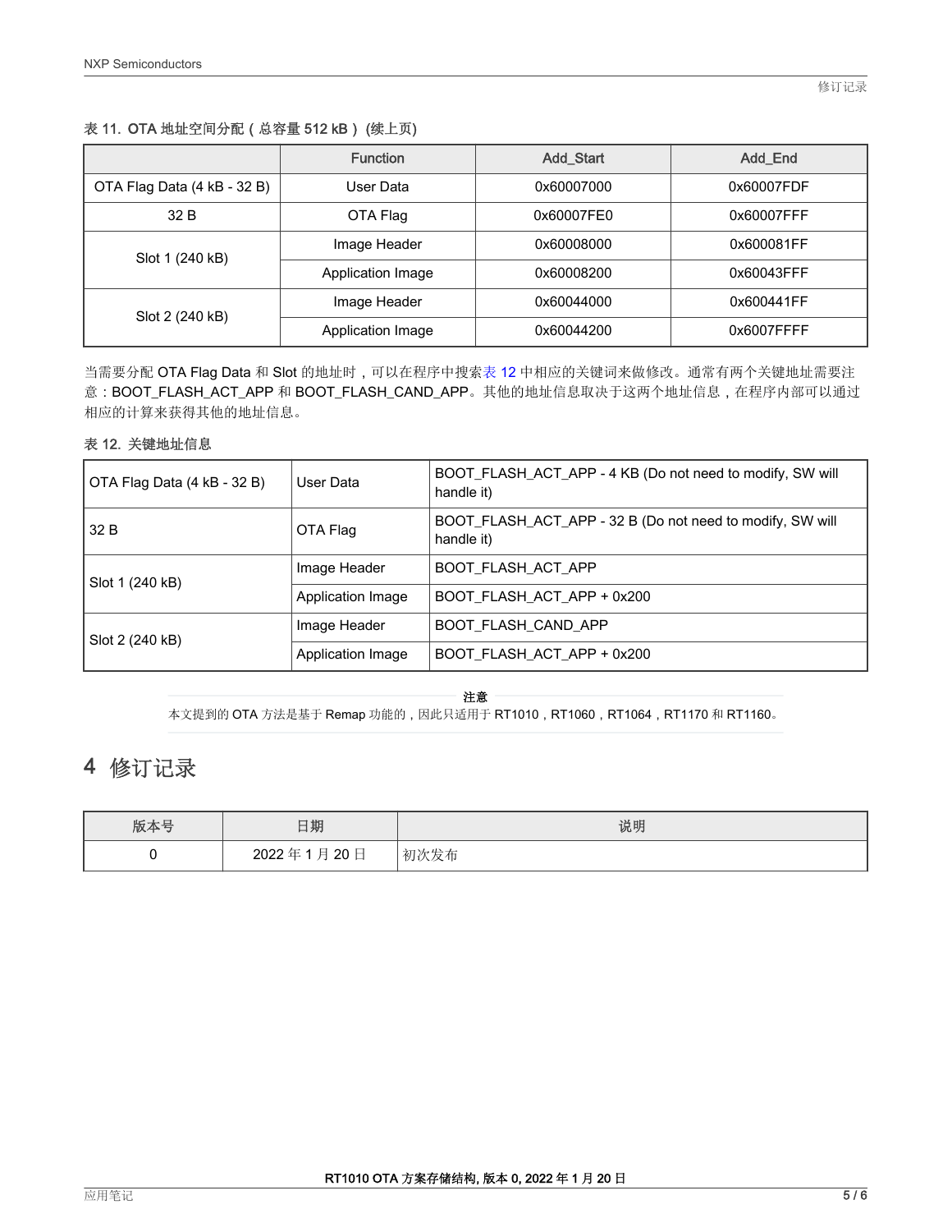表 11. OTA 地址空间分配（总容量 512 kB） (续上页)

|  | Function | Add_Start | Add_End |
|---|---|---|---|
| OTA Flag Data (4 kB - 32 B) | User Data | 0x60007000 | 0x60007FDF |
| 32 B | OTA Flag | 0x60007FE0 | 0x60007FFF |
| Slot 1 (240 kB) | Image Header | 0x60008000 | 0x600081FF |
|  | Application Image | 0x60008200 | 0x60043FFF |
| Slot 2 (240 kB) | Image Header | 0x60044000 | 0x600441FF |
|  | Application Image | 0x60044200 | 0x6007FFFF |

当需要分配 OTA Flag Data 和 Slot 的地址时，可以在程序中搜索表 12 中相应的关键词来做修改。通常有两个关键地址需要注意：BOOT_FLASH_ACT_APP 和 BOOT_FLASH_CAND_APP。其他的地址信息取决于这两个地址信息，在程序内部可以通过相应的计算来获得其他的地址信息。

表 12. 关键地址信息

| OTA Flag Data (4 kB - 32 B) | User Data | BOOT_FLASH_ACT_APP - 4 KB (Do not need to modify, SW will handle it) |
|---|---|---|
| 32 B | OTA Flag | BOOT_FLASH_ACT_APP - 32 B (Do not need to modify, SW will handle it) |
| Slot 1 (240 kB) | Image Header | BOOT_FLASH_ACT_APP |
|  | Application Image | BOOT_FLASH_ACT_APP + 0x200 |
| Slot 2 (240 kB) | Image Header | BOOT_FLASH_CAND_APP |
|  | Application Image | BOOT_FLASH_ACT_APP + 0x200 |

**注意**

本文提到的 OTA 方法是基于 Remap 功能的，因此只适用于 RT1010，RT1060，RT1064，RT1170 和 RT1160。

# 4 修订记录

| 版本号 | 日期 | 说明 |
|---|---|---|
| 0 | 2022 年 1 月 20 日 | 初次发布 |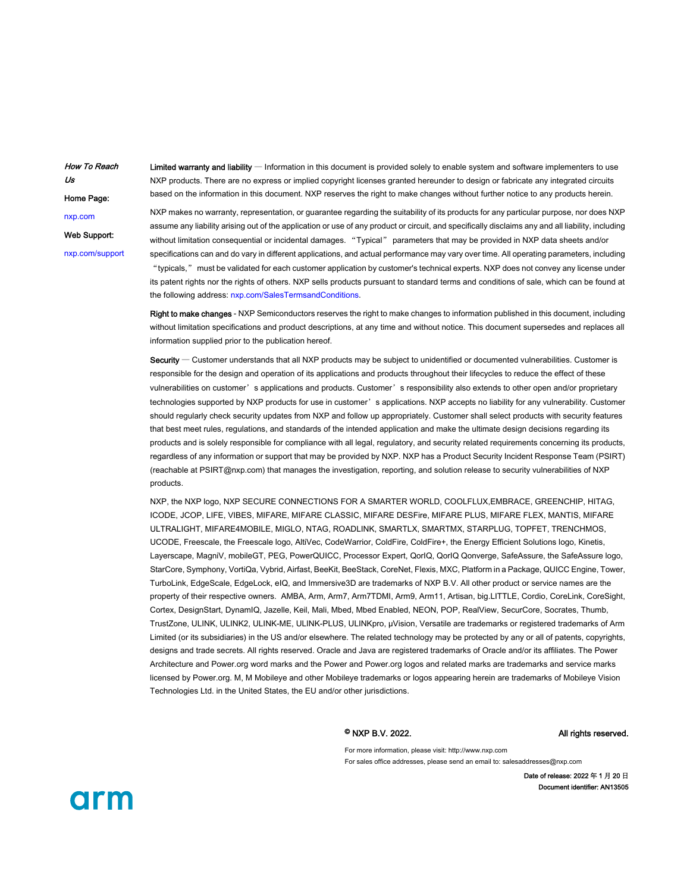*How To Reach Us*

**Home Page:**

nxp.com

**Web Support:**

nxp.com/support

**Limited warranty and liability** — Information in this document is provided solely to enable system and software implementers to use NXP products. There are no express or implied copyright licenses granted hereunder to design or fabricate any integrated circuits based on the information in this document. NXP reserves the right to make changes without further notice to any products herein.

NXP makes no warranty, representation, or guarantee regarding the suitability of its products for any particular purpose, nor does NXP assume any liability arising out of the application or use of any product or circuit, and specifically disclaims any and all liability, including without limitation consequential or incidental damages. “Typical” parameters that may be provided in NXP data sheets and/or specifications can and do vary in different applications, and actual performance may vary over time. All operating parameters, including “typicals,” must be validated for each customer application by customer's technical experts. NXP does not convey any license under its patent rights nor the rights of others. NXP sells products pursuant to standard terms and conditions of sale, which can be found at the following address: nxp.com/SalesTermsandConditions.

**Right to make changes** - NXP Semiconductors reserves the right to make changes to information published in this document, including without limitation specifications and product descriptions, at any time and without notice. This document supersedes and replaces all information supplied prior to the publication hereof.

**Security** — Customer understands that all NXP products may be subject to unidentified or documented vulnerabilities. Customer is responsible for the design and operation of its applications and products throughout their lifecycles to reduce the effect of these vulnerabilities on customer’s applications and products. Customer’s responsibility also extends to other open and/or proprietary technologies supported by NXP products for use in customer’s applications. NXP accepts no liability for any vulnerability. Customer should regularly check security updates from NXP and follow up appropriately. Customer shall select products with security features that best meet rules, regulations, and standards of the intended application and make the ultimate design decisions regarding its products and is solely responsible for compliance with all legal, regulatory, and security related requirements concerning its products, regardless of any information or support that may be provided by NXP. NXP has a Product Security Incident Response Team (PSIRT) (reachable at PSIRT@nxp.com) that manages the investigation, reporting, and solution release to security vulnerabilities of NXP products.

NXP, the NXP logo, NXP SECURE CONNECTIONS FOR A SMARTER WORLD, COOLFLUX,EMBRACE, GREENCHIP, HITAG, ICODE, JCOP, LIFE, VIBES, MIFARE, MIFARE CLASSIC, MIFARE DESFire, MIFARE PLUS, MIFARE FLEX, MANTIS, MIFARE ULTRALIGHT, MIFARE4MOBILE, MIGLO, NTAG, ROADLINK, SMARTLX, SMARTMX, STARPLUG, TOPFET, TRENCHMOS, UCODE, Freescale, the Freescale logo, AltiVec, CodeWarrior, ColdFire, ColdFire+, the Energy Efficient Solutions logo, Kinetis, Layerscape, MagniV, mobileGT, PEG, PowerQUICC, Processor Expert, QorIQ, QorIQ Qonverge, SafeAssure, the SafeAssure logo, StarCore, Symphony, VortiQa, Vybrid, Airfast, BeeKit, BeeStack, CoreNet, Flexis, MXC, Platform in a Package, QUICC Engine, Tower, TurboLink, EdgeScale, EdgeLock, eIQ, and Immersive3D are trademarks of NXP B.V. All other product or service names are the property of their respective owners. AMBA, Arm, Arm7, Arm7TDMI, Arm9, Arm11, Artisan, big.LITTLE, Cordio, CoreLink, CoreSight, Cortex, DesignStart, DynamIQ, Jazelle, Keil, Mali, Mbed, Mbed Enabled, NEON, POP, RealView, SecurCore, Socrates, Thumb, TrustZone, ULINK, ULINK2, ULINK-ME, ULINK-PLUS, ULINKpro, μVision, Versatile are trademarks or registered trademarks of Arm Limited (or its subsidiaries) in the US and/or elsewhere. The related technology may be protected by any or all of patents, copyrights, designs and trade secrets. All rights reserved. Oracle and Java are registered trademarks of Oracle and/or its affiliates. The Power Architecture and Power.org word marks and the Power and Power.org logos and related marks are trademarks and service marks licensed by Power.org. M, M Mobileye and other Mobileye trademarks or logos appearing herein are trademarks of Mobileye Vision Technologies Ltd. in the United States, the EU and/or other jurisdictions.

© NXP B.V. 2022. All rights reserved.

For more information, please visit: http://www.nxp.com

For sales office addresses, please send an email to: salesaddresses@nxp.com

**Date of release: 2022 年 1 月 20 日**

**Document identifier: AN13505**

arm